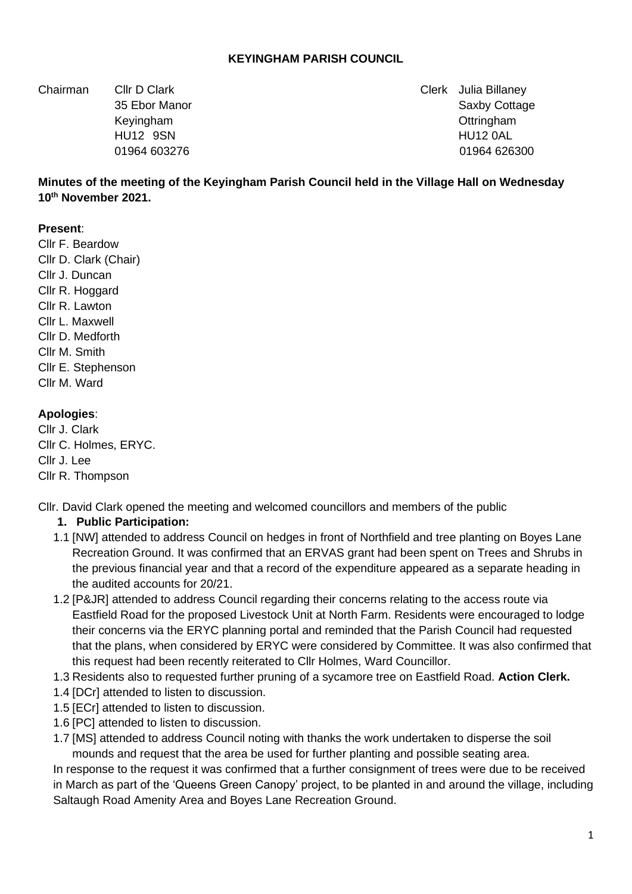**KEYINGHAM PARISH COUNCIL**

| Chairman | Cllr D Clark | Clerk | Julia Billaney |
|---|---|---|---|
| | 35 Ebor Manor | | Saxby Cottage |
| | Keyingham | | Ottringham |
| | HU12 9SN | | HU12 0AL |
| | 01964 603276 | | 01964 626300 |

**Minutes of the meeting of the Keyingham Parish Council held in the Village Hall on Wednesday 10th November 2021.**

**Present**:

Cllr F. Beardow
Cllr D. Clark (Chair)
Cllr J. Duncan
Cllr R. Hoggard
Cllr R. Lawton
Cllr L. Maxwell
Cllr D. Medforth
Cllr M. Smith
Cllr E. Stephenson
Cllr M. Ward

**Apologies**:

Cllr J. Clark
Cllr C. Holmes, ERYC.
Cllr J. Lee
Cllr R. Thompson

Cllr. David Clark opened the meeting and welcomed councillors and members of the public

1. **Public Participation:**

1.1 [NW] attended to address Council on hedges in front of Northfield and tree planting on Boyes Lane Recreation Ground. It was confirmed that an ERVAS grant had been spent on Trees and Shrubs in the previous financial year and that a record of the expenditure appeared as a separate heading in the audited accounts for 20/21.

1.2 [P&JR] attended to address Council regarding their concerns relating to the access route via Eastfield Road for the proposed Livestock Unit at North Farm. Residents were encouraged to lodge their concerns via the ERYC planning portal and reminded that the Parish Council had requested that the plans, when considered by ERYC were considered by Committee. It was also confirmed that this request had been recently reiterated to Cllr Holmes, Ward Councillor.

1.3 Residents also to requested further pruning of a sycamore tree on Eastfield Road. **Action Clerk.**

1.4 [DCr] attended to listen to discussion.

1.5 [ECr] attended to listen to discussion.

1.6 [PC] attended to listen to discussion.

1.7 [MS] attended to address Council noting with thanks the work undertaken to disperse the soil mounds and request that the area be used for further planting and possible seating area.

In response to the request it was confirmed that a further consignment of trees were due to be received in March as part of the 'Queens Green Canopy' project, to be planted in and around the village, including Saltaugh Road Amenity Area and Boyes Lane Recreation Ground.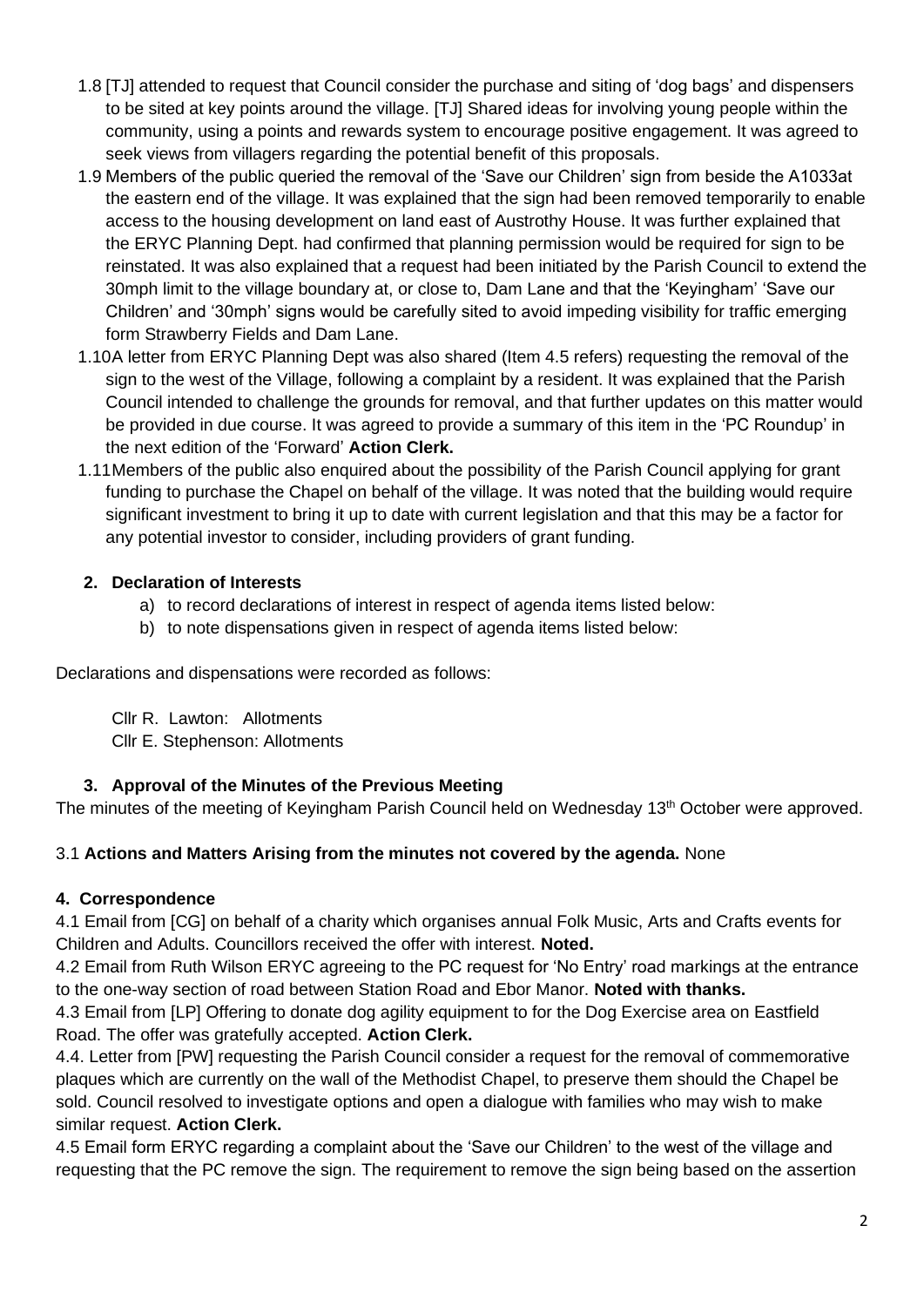1.8 [TJ] attended to request that Council consider the purchase and siting of 'dog bags' and dispensers to be sited at key points around the village. [TJ] Shared ideas for involving young people within the community, using a points and rewards system to encourage positive engagement. It was agreed to seek views from villagers regarding the potential benefit of this proposals.

1.9 Members of the public queried the removal of the 'Save our Children' sign from beside the A1033at the eastern end of the village. It was explained that the sign had been removed temporarily to enable access to the housing development on land east of Austrothy House. It was further explained that the ERYC Planning Dept. had confirmed that planning permission would be required for sign to be reinstated. It was also explained that a request had been initiated by the Parish Council to extend the 30mph limit to the village boundary at, or close to, Dam Lane and that the 'Keyingham' 'Save our Children' and '30mph' signs would be carefully sited to avoid impeding visibility for traffic emerging form Strawberry Fields and Dam Lane.

1.10 A letter from ERYC Planning Dept was also shared (Item 4.5 refers) requesting the removal of the sign to the west of the Village, following a complaint by a resident. It was explained that the Parish Council intended to challenge the grounds for removal, and that further updates on this matter would be provided in due course. It was agreed to provide a summary of this item in the 'PC Roundup' in the next edition of the 'Forward' **Action Clerk.**

1.11 Members of the public also enquired about the possibility of the Parish Council applying for grant funding to purchase the Chapel on behalf of the village. It was noted that the building would require significant investment to bring it up to date with current legislation and that this may be a factor for any potential investor to consider, including providers of grant funding.

## 2. Declaration of Interests

a) to record declarations of interest in respect of agenda items listed below:
b) to note dispensations given in respect of agenda items listed below:

Declarations and dispensations were recorded as follows:

Cllr R. Lawton: Allotments
Cllr E. Stephenson: Allotments

## 3. Approval of the Minutes of the Previous Meeting

The minutes of the meeting of Keyingham Parish Council held on Wednesday 13th October were approved.

3.1 **Actions and Matters Arising from the minutes not covered by the agenda.** None

## 4. Correspondence

4.1 Email from [CG] on behalf of a charity which organises annual Folk Music, Arts and Crafts events for Children and Adults. Councillors received the offer with interest. **Noted.**

4.2 Email from Ruth Wilson ERYC agreeing to the PC request for 'No Entry' road markings at the entrance to the one-way section of road between Station Road and Ebor Manor. **Noted with thanks.**

4.3 Email from [LP] Offering to donate dog agility equipment to for the Dog Exercise area on Eastfield Road. The offer was gratefully accepted. **Action Clerk.**

4.4. Letter from [PW] requesting the Parish Council consider a request for the removal of commemorative plaques which are currently on the wall of the Methodist Chapel, to preserve them should the Chapel be sold. Council resolved to investigate options and open a dialogue with families who may wish to make similar request. **Action Clerk.**

4.5 Email form ERYC regarding a complaint about the 'Save our Children' to the west of the village and requesting that the PC remove the sign. The requirement to remove the sign being based on the assertion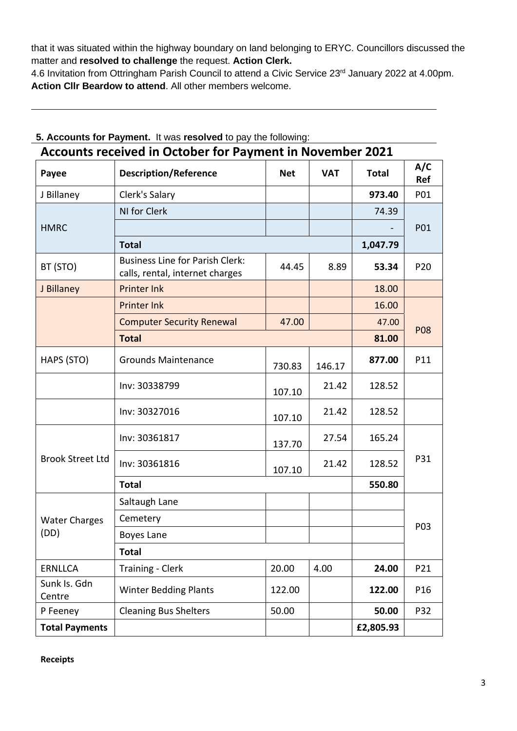that it was situated within the highway boundary on land belonging to ERYC. Councillors discussed the matter and **resolved to challenge** the request. **Action Clerk.**

4.6 Invitation from Ottringham Parish Council to attend a Civic Service 23rd January 2022 at 4.00pm. **Action Cllr Beardow to attend**. All other members welcome.

---

**5. Accounts for Payment.** It was **resolved** to pay the following:

## Accounts received in October for Payment in November 2021

| Payee | Description/Reference | Net | VAT | Total | A/C Ref |
|---|---|---|---|---|---|
| J Billaney | Clerk's Salary | | | **973.40** | P01 |
| HMRC | NI for Clerk | | | 74.39 | P01 |
| | | | | - | |
| | **Total** | | | **1,047.79** | |
| BT (STO) | Business Line for Parish Clerk: calls, rental, internet charges | 44.45 | 8.89 | **53.34** | P20 |
| J Billaney | Printer Ink | | | 18.00 | P08 |
| | Printer Ink | | | 16.00 | |
| | Computer Security Renewal | 47.00 | | 47.00 | |
| | **Total** | | | **81.00** | |
| HAPS (STO) | Grounds Maintenance | 730.83 | 146.17 | **877.00** | P11 |
| Brook Street Ltd | Inv: 30338799 | 107.10 | 21.42 | 128.52 | P31 |
| | Inv: 30327016 | 107.10 | 21.42 | 128.52 | |
| | Inv: 30361817 | 137.70 | 27.54 | 165.24 | |
| | Inv: 30361816 | 107.10 | 21.42 | 128.52 | |
| | **Total** | | | **550.80** | |
| Water Charges (DD) | Saltaugh Lane | | | | P03 |
| | Cemetery | | | | |
| | Boyes Lane | | | | |
| | **Total** | | | | |
| ERNLLCA | Training - Clerk | 20.00 | 4.00 | **24.00** | P21 |
| Sunk Is. Gdn Centre | Winter Bedding Plants | 122.00 | | **122.00** | P16 |
| P Feeney | Cleaning Bus Shelters | 50.00 | | **50.00** | P32 |
| **Total Payments** | | | | **£2,805.93** | |

**Receipts**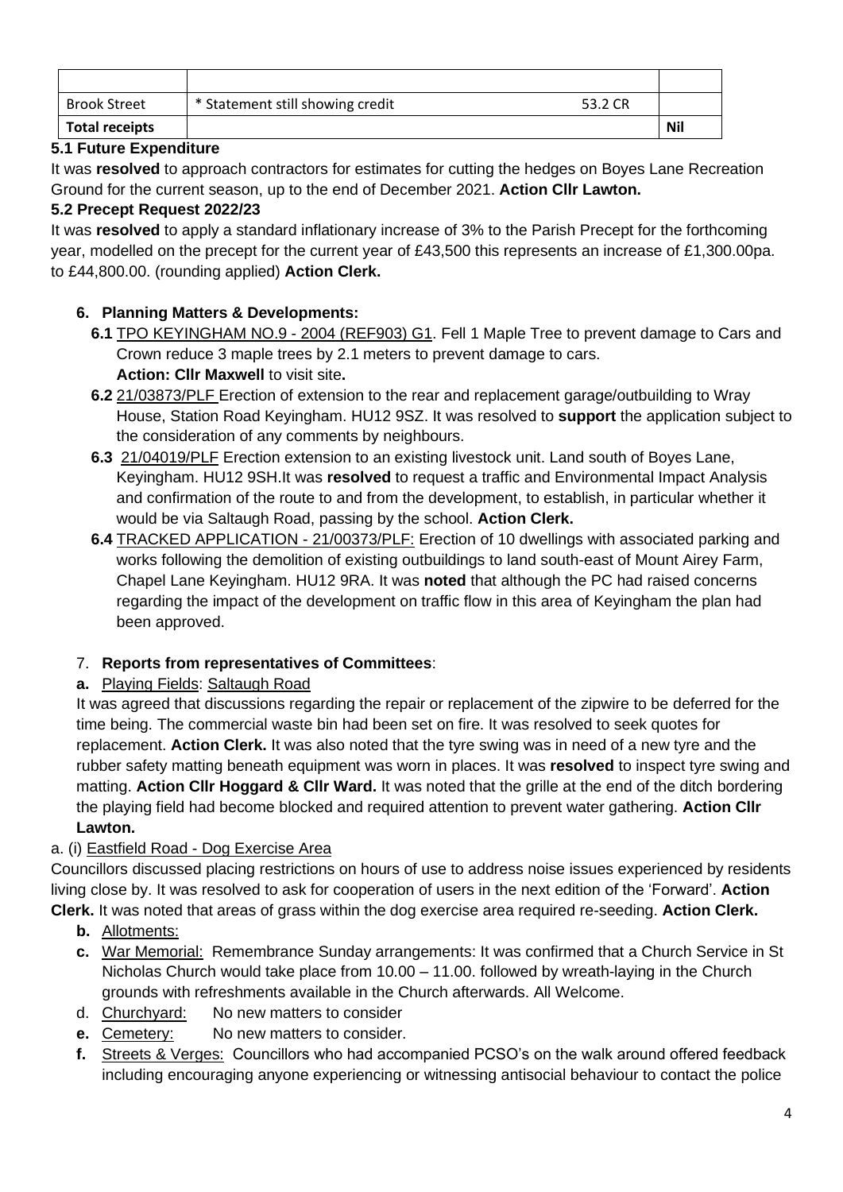| | | | |
|---|---|---|---|
| | | | |
| Brook Street | * Statement still showing credit | 53.2 CR | |
| **Total receipts** | | | **Nil** |

**5.1 Future Expenditure**

It was **resolved** to approach contractors for estimates for cutting the hedges on Boyes Lane Recreation Ground for the current season, up to the end of December 2021. **Action Cllr Lawton.**

**5.2 Precept Request 2022/23**

It was **resolved** to apply a standard inflationary increase of 3% to the Parish Precept for the forthcoming year, modelled on the precept for the current year of £43,500 this represents an increase of £1,300.00pa. to £44,800.00. (rounding applied) **Action Clerk.**

6. **Planning Matters & Developments:**
   - **6.1** TPO KEYINGHAM NO.9 - 2004 (REF903) G1. Fell 1 Maple Tree to prevent damage to Cars and Crown reduce 3 maple trees by 2.1 meters to prevent damage to cars.
     **Action: Cllr Maxwell** to visit site**.**
   - **6.2** 21/03873/PLF Erection of extension to the rear and replacement garage/outbuilding to Wray House, Station Road Keyingham. HU12 9SZ. It was resolved to **support** the application subject to the consideration of any comments by neighbours.
   - **6.3** 21/04019/PLF Erection extension to an existing livestock unit. Land south of Boyes Lane, Keyingham. HU12 9SH.It was **resolved** to request a traffic and Environmental Impact Analysis and confirmation of the route to and from the development, to establish, in particular whether it would be via Saltaugh Road, passing by the school. **Action Clerk.**
   - **6.4** TRACKED APPLICATION - 21/00373/PLF: Erection of 10 dwellings with associated parking and works following the demolition of existing outbuildings to land south-east of Mount Airey Farm, Chapel Lane Keyingham. HU12 9RA. It was **noted** that although the PC had raised concerns regarding the impact of the development on traffic flow in this area of Keyingham the plan had been approved.

7. **Reports from representatives of Committees**:

**a.** Playing Fields: Saltaugh Road

It was agreed that discussions regarding the repair or replacement of the zipwire to be deferred for the time being. The commercial waste bin had been set on fire. It was resolved to seek quotes for replacement. **Action Clerk.** It was also noted that the tyre swing was in need of a new tyre and the rubber safety matting beneath equipment was worn in places. It was **resolved** to inspect tyre swing and matting. **Action Cllr Hoggard & Cllr Ward.** It was noted that the grille at the end of the ditch bordering the playing field had become blocked and required attention to prevent water gathering. **Action Cllr Lawton.**

a. (i) Eastfield Road - Dog Exercise Area

Councillors discussed placing restrictions on hours of use to address noise issues experienced by residents living close by. It was resolved to ask for cooperation of users in the next edition of the 'Forward'. **Action Clerk.** It was noted that areas of grass within the dog exercise area required re-seeding. **Action Clerk.**

- **b.** Allotments:
- **c.** War Memorial: Remembrance Sunday arrangements: It was confirmed that a Church Service in St Nicholas Church would take place from 10.00 – 11.00. followed by wreath-laying in the Church grounds with refreshments available in the Church afterwards. All Welcome.
- d. Churchyard: No new matters to consider
- **e.** Cemetery: No new matters to consider.
- **f.** Streets & Verges: Councillors who had accompanied PCSO's on the walk around offered feedback including encouraging anyone experiencing or witnessing antisocial behaviour to contact the police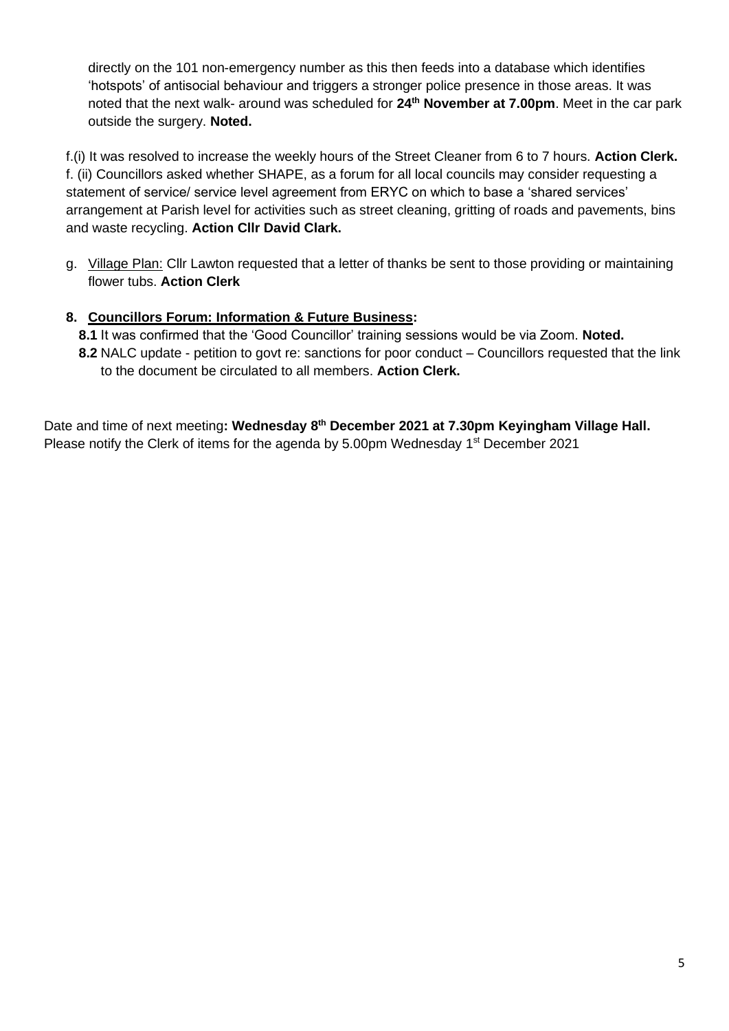directly on the 101 non-emergency number as this then feeds into a database which identifies 'hotspots' of antisocial behaviour and triggers a stronger police presence in those areas. It was noted that the next walk- around was scheduled for **24th November at 7.00pm**. Meet in the car park outside the surgery. **Noted.**

f.(i) It was resolved to increase the weekly hours of the Street Cleaner from 6 to 7 hours. **Action Clerk.**
f. (ii) Councillors asked whether SHAPE, as a forum for all local councils may consider requesting a statement of service/ service level agreement from ERYC on which to base a 'shared services' arrangement at Parish level for activities such as street cleaning, gritting of roads and pavements, bins and waste recycling. **Action Cllr David Clark.**

g. Village Plan: Cllr Lawton requested that a letter of thanks be sent to those providing or maintaining flower tubs. **Action Clerk**

**8. Councillors Forum: Information & Future Business:**

**8.1** It was confirmed that the 'Good Councillor' training sessions would be via Zoom. **Noted.**

**8.2** NALC update - petition to govt re: sanctions for poor conduct – Councillors requested that the link to the document be circulated to all members. **Action Clerk.**

Date and time of next meeting**: Wednesday 8th December 2021 at 7.30pm Keyingham Village Hall.**
Please notify the Clerk of items for the agenda by 5.00pm Wednesday 1st December 2021